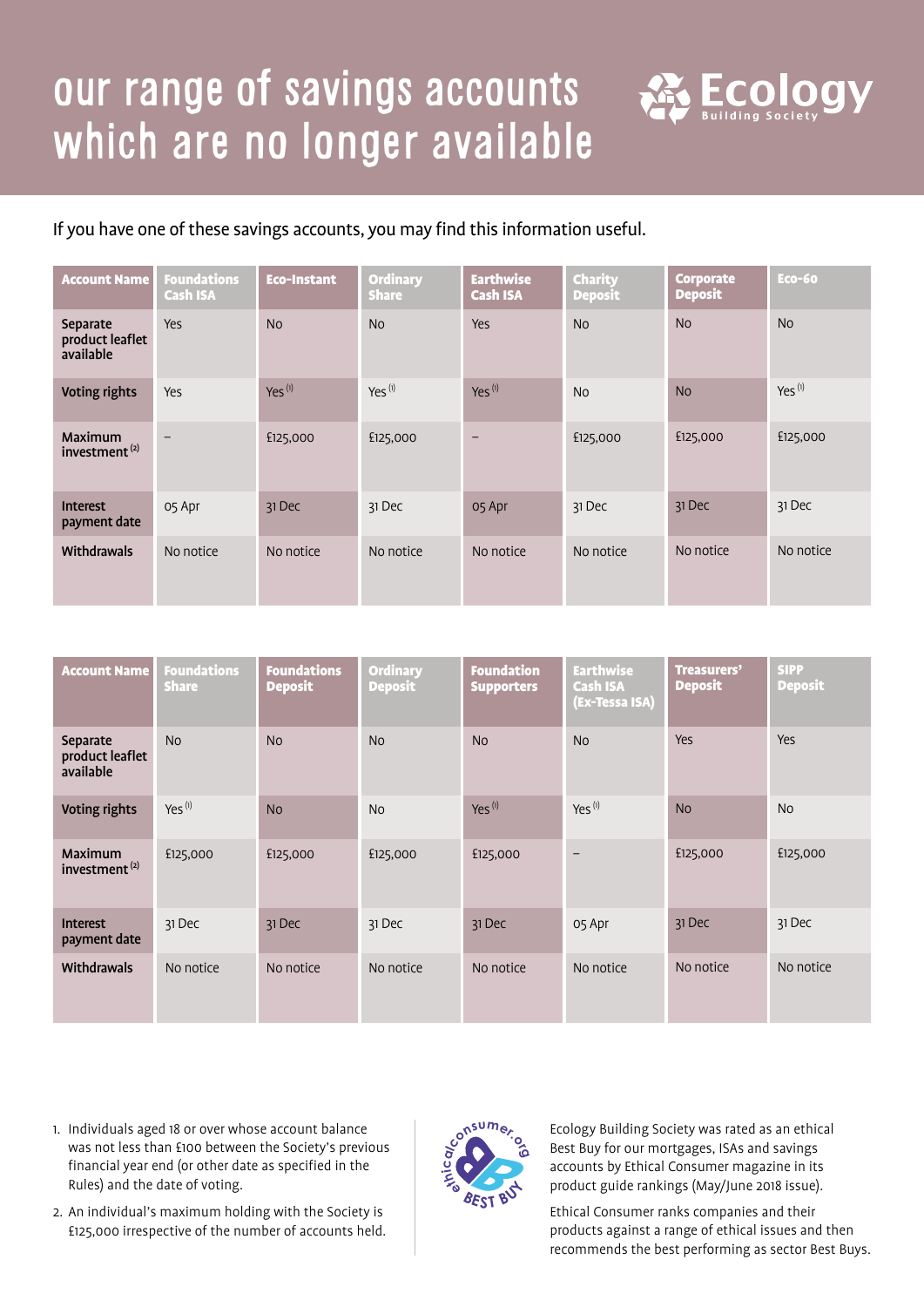# our range of savings accounts which are no longer available

Ecology Building Society

If you have one of these savings accounts, you may find this information useful.

| Account Name | Foundations Cash ISA | Eco-Instant | Ordinary Share | Earthwise Cash ISA | Charity Deposit | Corporate Deposit | Eco-60 |
|---|---|---|---|---|---|---|---|
| Separate product leaflet available | Yes | No | No | Yes | No | No | No |
| Voting rights | Yes | Yes (1) | Yes (1) | Yes (1) | No | No | Yes (1) |
| Maximum investment (2) | – | £125,000 | £125,000 | – | £125,000 | £125,000 | £125,000 |
| Interest payment date | 05 Apr | 31 Dec | 31 Dec | 05 Apr | 31 Dec | 31 Dec | 31 Dec |
| Withdrawals | No notice | No notice | No notice | No notice | No notice | No notice | No notice |

| Account Name | Foundations Share | Foundations Deposit | Ordinary Deposit | Foundation Supporters | Earthwise Cash ISA (Ex-Tessa ISA) | Treasurers' Deposit | SIPP Deposit |
|---|---|---|---|---|---|---|---|
| Separate product leaflet available | No | No | No | No | No | Yes | Yes |
| Voting rights | Yes (1) | No | No | Yes (1) | Yes (1) | No | No |
| Maximum investment (2) | £125,000 | £125,000 | £125,000 | £125,000 | – | £125,000 | £125,000 |
| Interest payment date | 31 Dec | 31 Dec | 31 Dec | 31 Dec | 05 Apr | 31 Dec | 31 Dec |
| Withdrawals | No notice | No notice | No notice | No notice | No notice | No notice | No notice |

1. Individuals aged 18 or over whose account balance was not less than £100 between the Society's previous financial year end (or other date as specified in the Rules) and the date of voting.
2. An individual's maximum holding with the Society is £125,000 irrespective of the number of accounts held.

Ecology Building Society was rated as an ethical Best Buy for our mortgages, ISAs and savings accounts by Ethical Consumer magazine in its product guide rankings (May/June 2018 issue).

Ethical Consumer ranks companies and their products against a range of ethical issues and then recommends the best performing as sector Best Buys.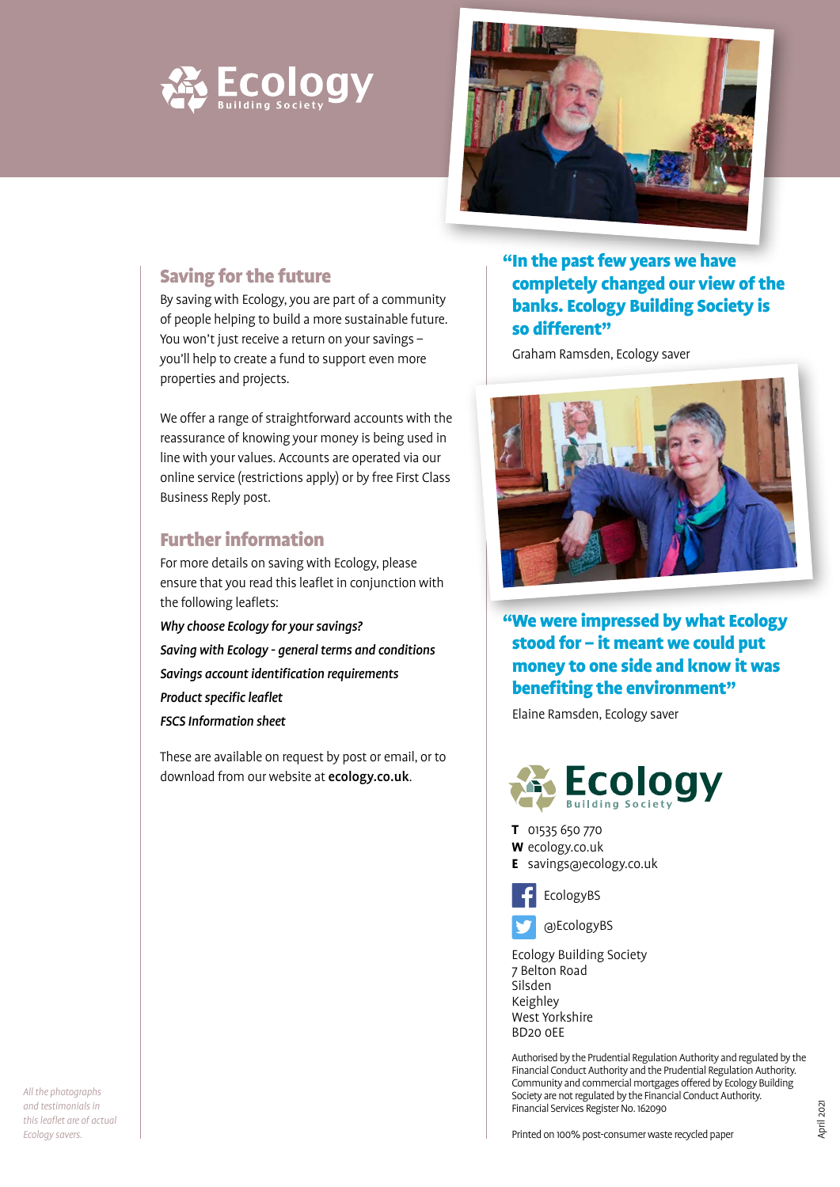Ecology Building Society

## Saving for the future

By saving with Ecology, you are part of a community of people helping to build a more sustainable future. You won't just receive a return on your savings – you'll help to create a fund to support even more properties and projects.

We offer a range of straightforward accounts with the reassurance of knowing your money is being used in line with your values. Accounts are operated via our online service (restrictions apply) or by free First Class Business Reply post.

## Further information

For more details on saving with Ecology, please ensure that you read this leaflet in conjunction with the following leaflets:

***Why choose Ecology for your savings?***

***Saving with Ecology - general terms and conditions***

***Savings account identification requirements***

***Product specific leaflet***

***FSCS Information sheet***

These are available on request by post or email, or to download from our website at **ecology.co.uk**.

**"In the past few years we have completely changed our view of the banks. Ecology Building Society is so different"**

Graham Ramsden, Ecology saver

**"We were impressed by what Ecology stood for – it meant we could put money to one side and know it was benefiting the environment"**

Elaine Ramsden, Ecology saver

Ecology Building Society

**T** 01535 650 770
**W** ecology.co.uk
**E** savings@ecology.co.uk

EcologyBS

@EcologyBS

Ecology Building Society
7 Belton Road
Silsden
Keighley
West Yorkshire
BD20 0EE

Authorised by the Prudential Regulation Authority and regulated by the Financial Conduct Authority and the Prudential Regulation Authority. Community and commercial mortgages offered by Ecology Building Society are not regulated by the Financial Conduct Authority. Financial Services Register No. 162090

Printed on 100% post-consumer waste recycled paper

*All the photographs and testimonials in this leaflet are of actual Ecology savers.*

April 2021